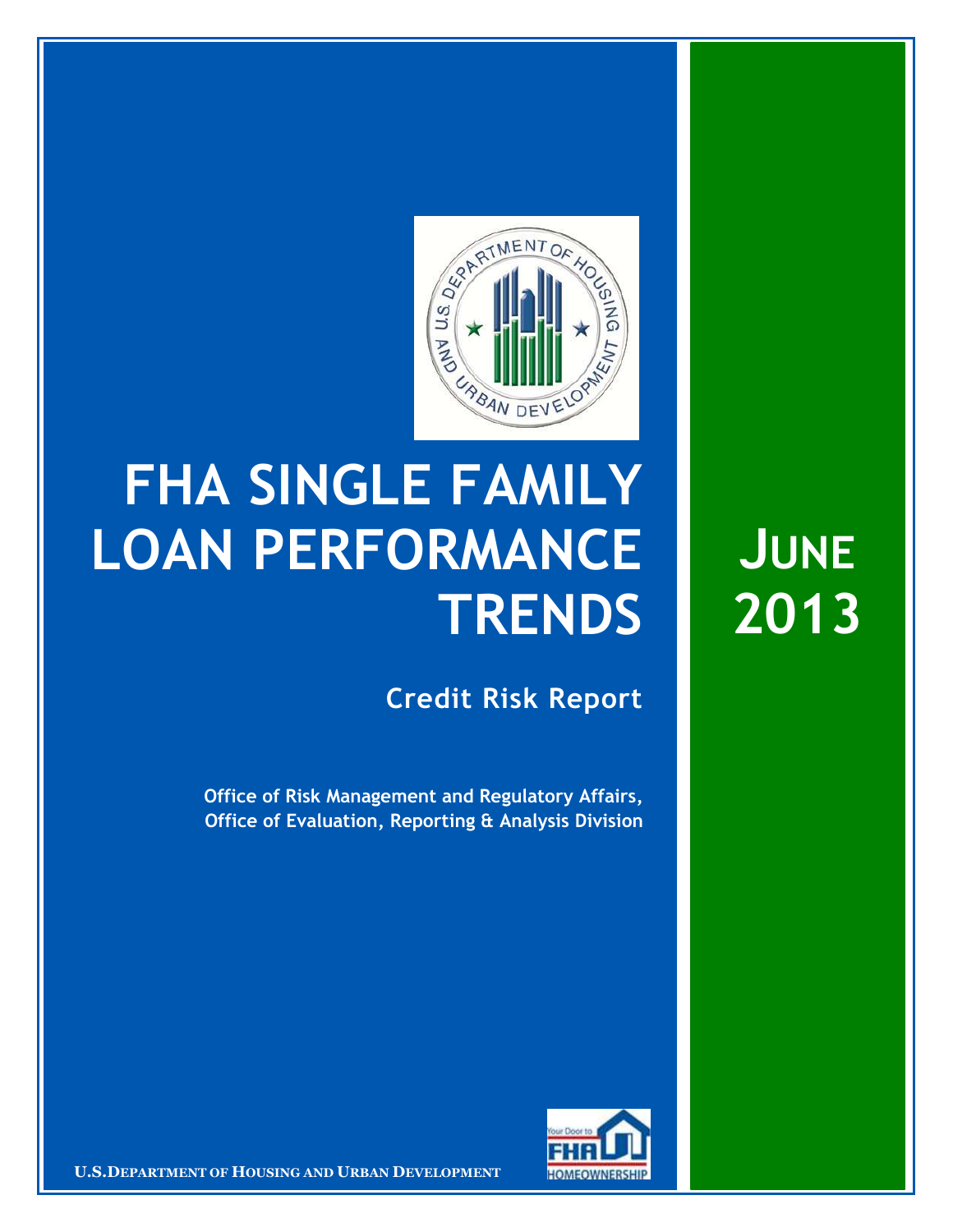# FHA SINGLE FAMILY LOAN PERFORMANCE TRENDS

## JUNE 2013

**Credit Risk Report**

**Office of Risk Management and Regulatory Affairs, Office of Evaluation, Reporting & Analysis Division**

**U.S. DEPARTMENT OF HOUSING AND URBAN DEVELOPMENT**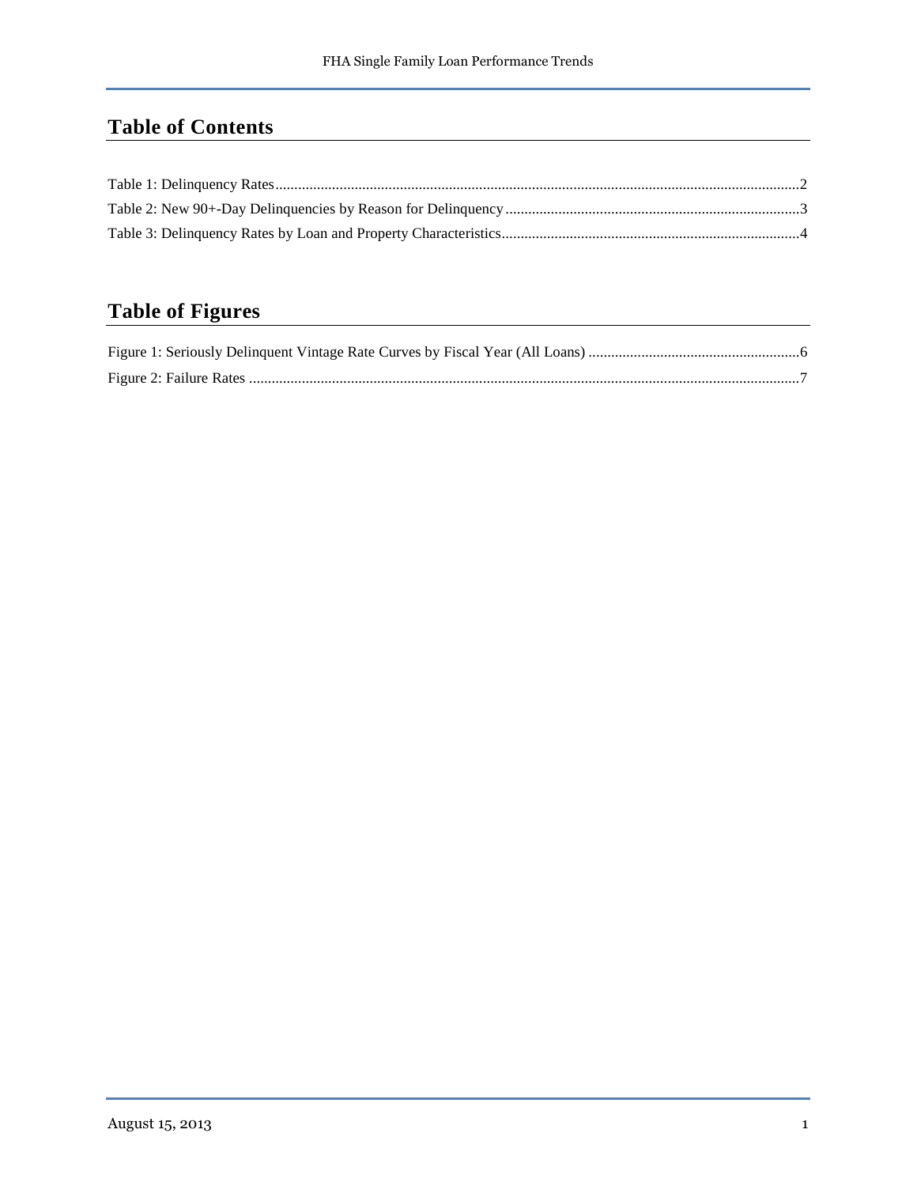## Table of Contents

Table 1: Delinquency Rates ..... 2
Table 2: New 90+-Day Delinquencies by Reason for Delinquency ..... 3
Table 3: Delinquency Rates by Loan and Property Characteristics ..... 4

## Table of Figures

Figure 1: Seriously Delinquent Vintage Rate Curves by Fiscal Year (All Loans) ..... 6
Figure 2: Failure Rates ..... 7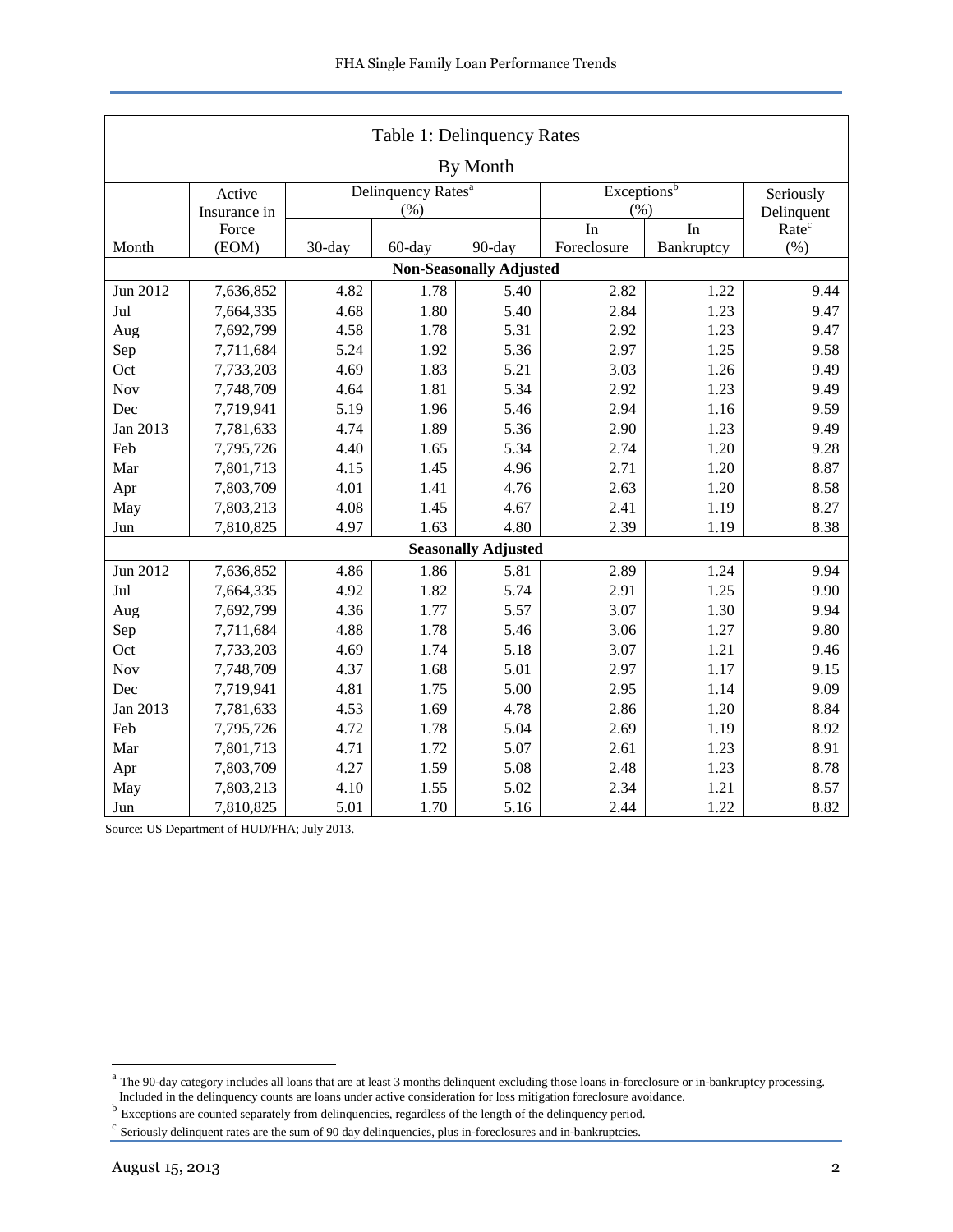## Table 1: Delinquency Rates

### By Month

| Month | Active Insurance in Force (EOM) | Delinquency Rates[a] (%) | | | Exceptions[b] (%) | | Seriously Delinquent Rate[c] (%) |
|---|---|---|---|---|---|---|---|
| | | 30-day | 60-day | 90-day | In Foreclosure | In Bankruptcy | |
| **Non-Seasonally Adjusted** | | | | | | | |
| Jun 2012 | 7,636,852 | 4.82 | 1.78 | 5.40 | 2.82 | 1.22 | 9.44 |
| Jul | 7,664,335 | 4.68 | 1.80 | 5.40 | 2.84 | 1.23 | 9.47 |
| Aug | 7,692,799 | 4.58 | 1.78 | 5.31 | 2.92 | 1.23 | 9.47 |
| Sep | 7,711,684 | 5.24 | 1.92 | 5.36 | 2.97 | 1.25 | 9.58 |
| Oct | 7,733,203 | 4.69 | 1.83 | 5.21 | 3.03 | 1.26 | 9.49 |
| Nov | 7,748,709 | 4.64 | 1.81 | 5.34 | 2.92 | 1.23 | 9.49 |
| Dec | 7,719,941 | 5.19 | 1.96 | 5.46 | 2.94 | 1.16 | 9.59 |
| Jan 2013 | 7,781,633 | 4.74 | 1.89 | 5.36 | 2.90 | 1.23 | 9.49 |
| Feb | 7,795,726 | 4.40 | 1.65 | 5.34 | 2.74 | 1.20 | 9.28 |
| Mar | 7,801,713 | 4.15 | 1.45 | 4.96 | 2.71 | 1.20 | 8.87 |
| Apr | 7,803,709 | 4.01 | 1.41 | 4.76 | 2.63 | 1.20 | 8.58 |
| May | 7,803,213 | 4.08 | 1.45 | 4.67 | 2.41 | 1.19 | 8.27 |
| Jun | 7,810,825 | 4.97 | 1.63 | 4.80 | 2.39 | 1.19 | 8.38 |
| **Seasonally Adjusted** | | | | | | | |
| Jun 2012 | 7,636,852 | 4.86 | 1.86 | 5.81 | 2.89 | 1.24 | 9.94 |
| Jul | 7,664,335 | 4.92 | 1.82 | 5.74 | 2.91 | 1.25 | 9.90 |
| Aug | 7,692,799 | 4.36 | 1.77 | 5.57 | 3.07 | 1.30 | 9.94 |
| Sep | 7,711,684 | 4.88 | 1.78 | 5.46 | 3.06 | 1.27 | 9.80 |
| Oct | 7,733,203 | 4.69 | 1.74 | 5.18 | 3.07 | 1.21 | 9.46 |
| Nov | 7,748,709 | 4.37 | 1.68 | 5.01 | 2.97 | 1.17 | 9.15 |
| Dec | 7,719,941 | 4.81 | 1.75 | 5.00 | 2.95 | 1.14 | 9.09 |
| Jan 2013 | 7,781,633 | 4.53 | 1.69 | 4.78 | 2.86 | 1.20 | 8.84 |
| Feb | 7,795,726 | 4.72 | 1.78 | 5.04 | 2.69 | 1.19 | 8.92 |
| Mar | 7,801,713 | 4.71 | 1.72 | 5.07 | 2.61 | 1.23 | 8.91 |
| Apr | 7,803,709 | 4.27 | 1.59 | 5.08 | 2.48 | 1.23 | 8.78 |
| May | 7,803,213 | 4.10 | 1.55 | 5.02 | 2.34 | 1.21 | 8.57 |
| Jun | 7,810,825 | 5.01 | 1.70 | 5.16 | 2.44 | 1.22 | 8.82 |

Source: US Department of HUD/FHA; July 2013.

[a] The 90-day category includes all loans that are at least 3 months delinquent excluding those loans in-foreclosure or in-bankruptcy processing. Included in the delinquency counts are loans under active consideration for loss mitigation foreclosure avoidance.

[b] Exceptions are counted separately from delinquencies, regardless of the length of the delinquency period.

[c] Seriously delinquent rates are the sum of 90 day delinquencies, plus in-foreclosures and in-bankruptcies.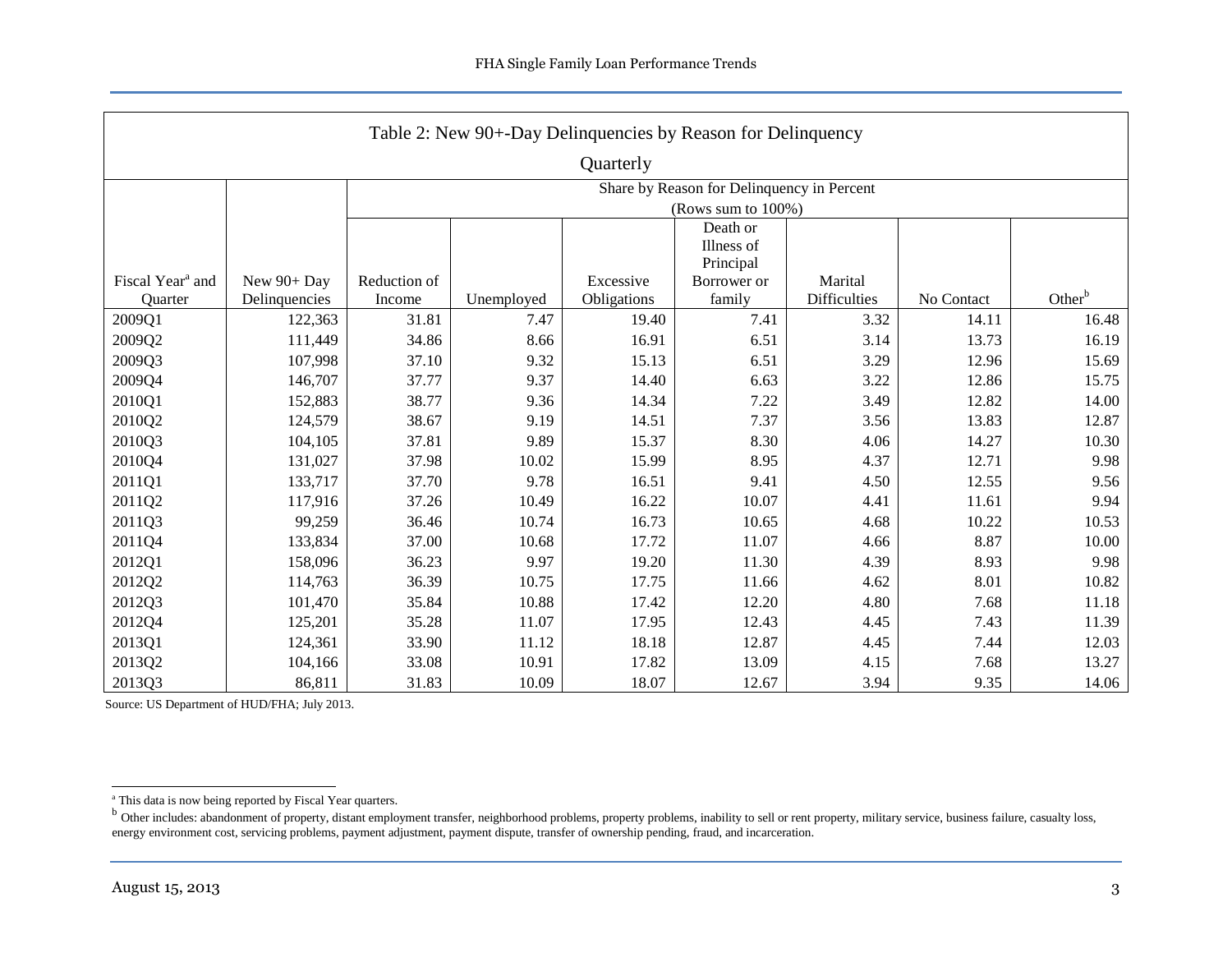## Table 2: New 90+-Day Delinquencies by Reason for Delinquency

### Quarterly

| Fiscal Year[a] and Quarter | New 90+ Day Delinquencies | Share by Reason for Delinquency in Percent (Rows sum to 100%) | | | | | | |
|---|---|---|---|---|---|---|---|---|
| | | Reduction of Income | Unemployed | Excessive Obligations | Death or Illness of Principal Borrower or family | Marital Difficulties | No Contact | Other[b] |
| 2009Q1 | 122,363 | 31.81 | 7.47 | 19.40 | 7.41 | 3.32 | 14.11 | 16.48 |
| 2009Q2 | 111,449 | 34.86 | 8.66 | 16.91 | 6.51 | 3.14 | 13.73 | 16.19 |
| 2009Q3 | 107,998 | 37.10 | 9.32 | 15.13 | 6.51 | 3.29 | 12.96 | 15.69 |
| 2009Q4 | 146,707 | 37.77 | 9.37 | 14.40 | 6.63 | 3.22 | 12.86 | 15.75 |
| 2010Q1 | 152,883 | 38.77 | 9.36 | 14.34 | 7.22 | 3.49 | 12.82 | 14.00 |
| 2010Q2 | 124,579 | 38.67 | 9.19 | 14.51 | 7.37 | 3.56 | 13.83 | 12.87 |
| 2010Q3 | 104,105 | 37.81 | 9.89 | 15.37 | 8.30 | 4.06 | 14.27 | 10.30 |
| 2010Q4 | 131,027 | 37.98 | 10.02 | 15.99 | 8.95 | 4.37 | 12.71 | 9.98 |
| 2011Q1 | 133,717 | 37.70 | 9.78 | 16.51 | 9.41 | 4.50 | 12.55 | 9.56 |
| 2011Q2 | 117,916 | 37.26 | 10.49 | 16.22 | 10.07 | 4.41 | 11.61 | 9.94 |
| 2011Q3 | 99,259 | 36.46 | 10.74 | 16.73 | 10.65 | 4.68 | 10.22 | 10.53 |
| 2011Q4 | 133,834 | 37.00 | 10.68 | 17.72 | 11.07 | 4.66 | 8.87 | 10.00 |
| 2012Q1 | 158,096 | 36.23 | 9.97 | 19.20 | 11.30 | 4.39 | 8.93 | 9.98 |
| 2012Q2 | 114,763 | 36.39 | 10.75 | 17.75 | 11.66 | 4.62 | 8.01 | 10.82 |
| 2012Q3 | 101,470 | 35.84 | 10.88 | 17.42 | 12.20 | 4.80 | 7.68 | 11.18 |
| 2012Q4 | 125,201 | 35.28 | 11.07 | 17.95 | 12.43 | 4.45 | 7.43 | 11.39 |
| 2013Q1 | 124,361 | 33.90 | 11.12 | 18.18 | 12.87 | 4.45 | 7.44 | 12.03 |
| 2013Q2 | 104,166 | 33.08 | 10.91 | 17.82 | 13.09 | 4.15 | 7.68 | 13.27 |
| 2013Q3 | 86,811 | 31.83 | 10.09 | 18.07 | 12.67 | 3.94 | 9.35 | 14.06 |

Source: US Department of HUD/FHA; July 2013.

[a] This data is now being reported by Fiscal Year quarters.

[b] Other includes: abandonment of property, distant employment transfer, neighborhood problems, property problems, inability to sell or rent property, military service, business failure, casualty loss, energy environment cost, servicing problems, payment adjustment, payment dispute, transfer of ownership pending, fraud, and incarceration.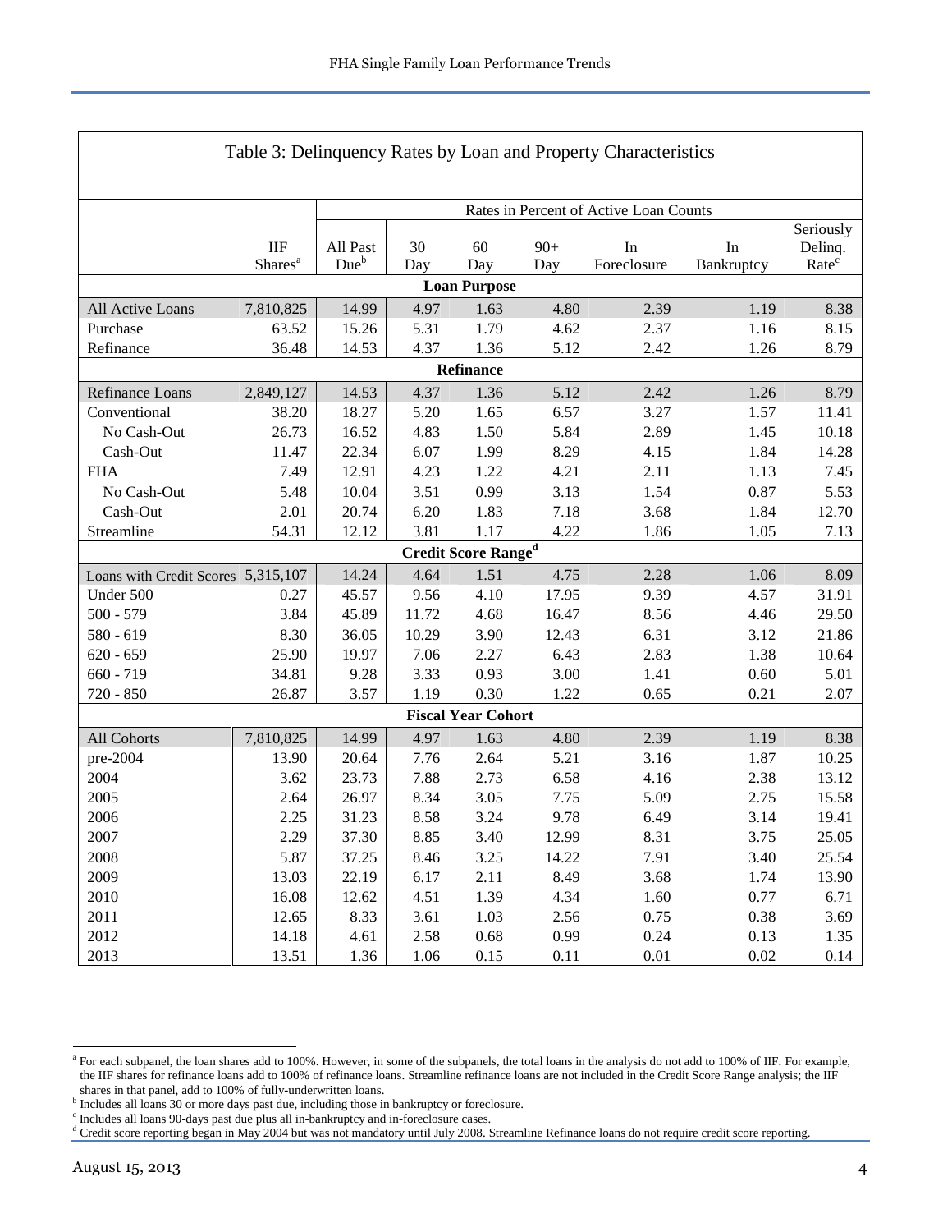Table 3: Delinquency Rates by Loan and Property Characteristics

| | IIF Shares[a] | All Past Due[b] | 30 Day | 60 Day | 90+ Day | In Foreclosure | In Bankruptcy | Seriously Delinq. Rate[c] |
|---|---|---|---|---|---|---|---|---|
| | | Rates in Percent of Active Loan Counts | | | | | | |
| **Loan Purpose** | | | | | | | | |
| All Active Loans | 7,810,825 | 14.99 | 4.97 | 1.63 | 4.80 | 2.39 | 1.19 | 8.38 |
| Purchase | 63.52 | 15.26 | 5.31 | 1.79 | 4.62 | 2.37 | 1.16 | 8.15 |
| Refinance | 36.48 | 14.53 | 4.37 | 1.36 | 5.12 | 2.42 | 1.26 | 8.79 |
| **Refinance** | | | | | | | | |
| Refinance Loans | 2,849,127 | 14.53 | 4.37 | 1.36 | 5.12 | 2.42 | 1.26 | 8.79 |
| Conventional | 38.20 | 18.27 | 5.20 | 1.65 | 6.57 | 3.27 | 1.57 | 11.41 |
| No Cash-Out | 26.73 | 16.52 | 4.83 | 1.50 | 5.84 | 2.89 | 1.45 | 10.18 |
| Cash-Out | 11.47 | 22.34 | 6.07 | 1.99 | 8.29 | 4.15 | 1.84 | 14.28 |
| FHA | 7.49 | 12.91 | 4.23 | 1.22 | 4.21 | 2.11 | 1.13 | 7.45 |
| No Cash-Out | 5.48 | 10.04 | 3.51 | 0.99 | 3.13 | 1.54 | 0.87 | 5.53 |
| Cash-Out | 2.01 | 20.74 | 6.20 | 1.83 | 7.18 | 3.68 | 1.84 | 12.70 |
| Streamline | 54.31 | 12.12 | 3.81 | 1.17 | 4.22 | 1.86 | 1.05 | 7.13 |
| **Credit Score Range[d]** | | | | | | | | |
| Loans with Credit Scores | 5,315,107 | 14.24 | 4.64 | 1.51 | 4.75 | 2.28 | 1.06 | 8.09 |
| Under 500 | 0.27 | 45.57 | 9.56 | 4.10 | 17.95 | 9.39 | 4.57 | 31.91 |
| 500 - 579 | 3.84 | 45.89 | 11.72 | 4.68 | 16.47 | 8.56 | 4.46 | 29.50 |
| 580 - 619 | 8.30 | 36.05 | 10.29 | 3.90 | 12.43 | 6.31 | 3.12 | 21.86 |
| 620 - 659 | 25.90 | 19.97 | 7.06 | 2.27 | 6.43 | 2.83 | 1.38 | 10.64 |
| 660 - 719 | 34.81 | 9.28 | 3.33 | 0.93 | 3.00 | 1.41 | 0.60 | 5.01 |
| 720 - 850 | 26.87 | 3.57 | 1.19 | 0.30 | 1.22 | 0.65 | 0.21 | 2.07 |
| **Fiscal Year Cohort** | | | | | | | | |
| All Cohorts | 7,810,825 | 14.99 | 4.97 | 1.63 | 4.80 | 2.39 | 1.19 | 8.38 |
| pre-2004 | 13.90 | 20.64 | 7.76 | 2.64 | 5.21 | 3.16 | 1.87 | 10.25 |
| 2004 | 3.62 | 23.73 | 7.88 | 2.73 | 6.58 | 4.16 | 2.38 | 13.12 |
| 2005 | 2.64 | 26.97 | 8.34 | 3.05 | 7.75 | 5.09 | 2.75 | 15.58 |
| 2006 | 2.25 | 31.23 | 8.58 | 3.24 | 9.78 | 6.49 | 3.14 | 19.41 |
| 2007 | 2.29 | 37.30 | 8.85 | 3.40 | 12.99 | 8.31 | 3.75 | 25.05 |
| 2008 | 5.87 | 37.25 | 8.46 | 3.25 | 14.22 | 7.91 | 3.40 | 25.54 |
| 2009 | 13.03 | 22.19 | 6.17 | 2.11 | 8.49 | 3.68 | 1.74 | 13.90 |
| 2010 | 16.08 | 12.62 | 4.51 | 1.39 | 4.34 | 1.60 | 0.77 | 6.71 |
| 2011 | 12.65 | 8.33 | 3.61 | 1.03 | 2.56 | 0.75 | 0.38 | 3.69 |
| 2012 | 14.18 | 4.61 | 2.58 | 0.68 | 0.99 | 0.24 | 0.13 | 1.35 |
| 2013 | 13.51 | 1.36 | 1.06 | 0.15 | 0.11 | 0.01 | 0.02 | 0.14 |

[a] For each subpanel, the loan shares add to 100%. However, in some of the subpanels, the total loans in the analysis do not add to 100% of IIF. For example, the IIF shares for refinance loans add to 100% of refinance loans. Streamline refinance loans are not included in the Credit Score Range analysis; the IIF shares in that panel, add to 100% of fully-underwritten loans.

[b] Includes all loans 30 or more days past due, including those in bankruptcy or foreclosure.

[c] Includes all loans 90-days past due plus all in-bankruptcy and in-foreclosure cases.

[d] Credit score reporting began in May 2004 but was not mandatory until July 2008. Streamline Refinance loans do not require credit score reporting.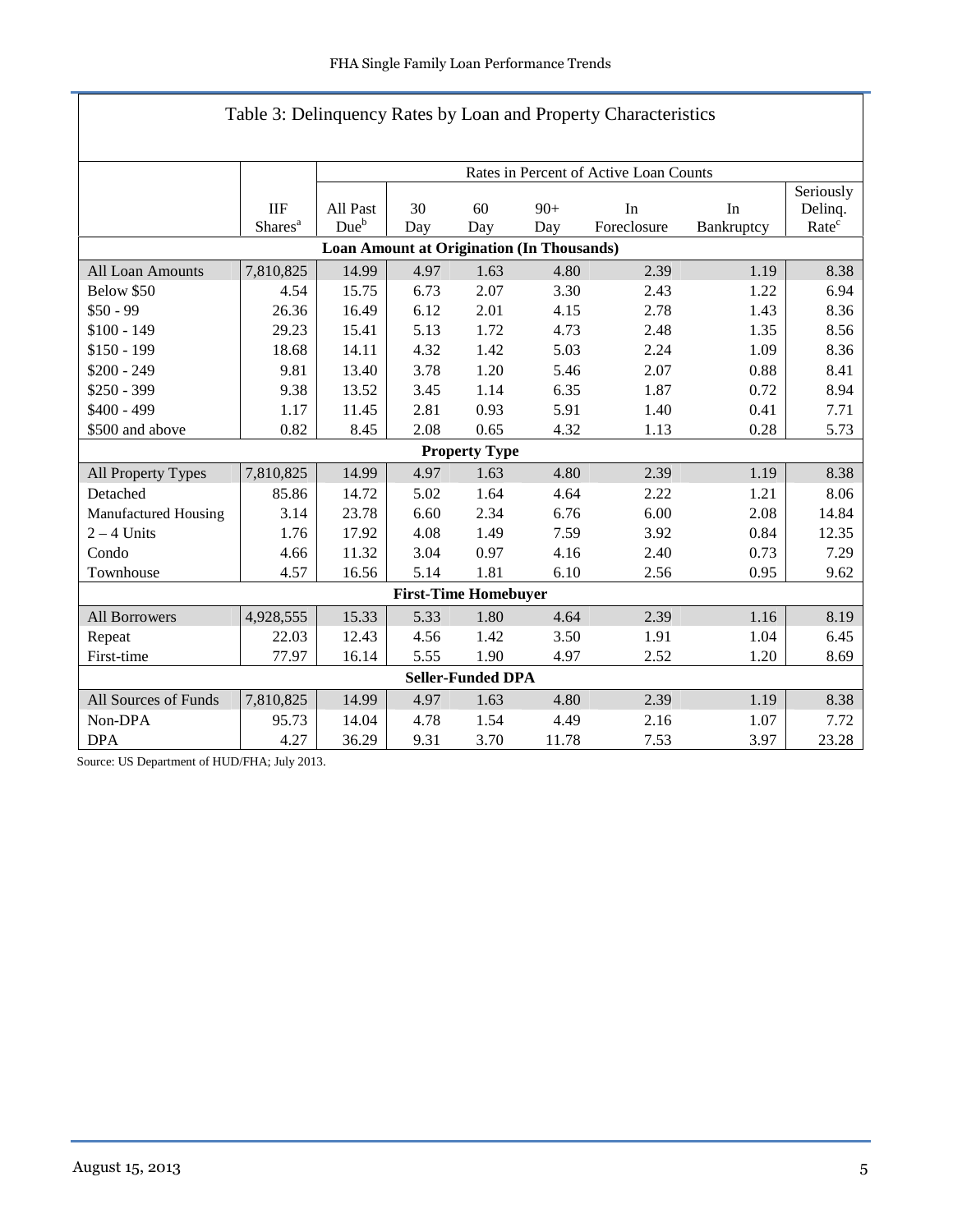## Table 3: Delinquency Rates by Loan and Property Characteristics

| | IIF Shares[a] | All Past Due[b] | 30 Day | 60 Day | 90+ Day | In Foreclosure | In Bankruptcy | Seriously Delinq. Rate[c] |
|---|---|---|---|---|---|---|---|---|
| | | Rates in Percent of Active Loan Counts | | | | | | |
| **Loan Amount at Origination (In Thousands)** | | | | | | | | |
| All Loan Amounts | 7,810,825 | 14.99 | 4.97 | 1.63 | 4.80 | 2.39 | 1.19 | 8.38 |
| Below $50 | 4.54 | 15.75 | 6.73 | 2.07 | 3.30 | 2.43 | 1.22 | 6.94 |
| $50 - 99 | 26.36 | 16.49 | 6.12 | 2.01 | 4.15 | 2.78 | 1.43 | 8.36 |
| $100 - 149 | 29.23 | 15.41 | 5.13 | 1.72 | 4.73 | 2.48 | 1.35 | 8.56 |
| $150 - 199 | 18.68 | 14.11 | 4.32 | 1.42 | 5.03 | 2.24 | 1.09 | 8.36 |
| $200 - 249 | 9.81 | 13.40 | 3.78 | 1.20 | 5.46 | 2.07 | 0.88 | 8.41 |
| $250 - 399 | 9.38 | 13.52 | 3.45 | 1.14 | 6.35 | 1.87 | 0.72 | 8.94 |
| $400 - 499 | 1.17 | 11.45 | 2.81 | 0.93 | 5.91 | 1.40 | 0.41 | 7.71 |
| $500 and above | 0.82 | 8.45 | 2.08 | 0.65 | 4.32 | 1.13 | 0.28 | 5.73 |
| **Property Type** | | | | | | | | |
| All Property Types | 7,810,825 | 14.99 | 4.97 | 1.63 | 4.80 | 2.39 | 1.19 | 8.38 |
| Detached | 85.86 | 14.72 | 5.02 | 1.64 | 4.64 | 2.22 | 1.21 | 8.06 |
| Manufactured Housing | 3.14 | 23.78 | 6.60 | 2.34 | 6.76 | 6.00 | 2.08 | 14.84 |
| 2 – 4 Units | 1.76 | 17.92 | 4.08 | 1.49 | 7.59 | 3.92 | 0.84 | 12.35 |
| Condo | 4.66 | 11.32 | 3.04 | 0.97 | 4.16 | 2.40 | 0.73 | 7.29 |
| Townhouse | 4.57 | 16.56 | 5.14 | 1.81 | 6.10 | 2.56 | 0.95 | 9.62 |
| **First-Time Homebuyer** | | | | | | | | |
| All Borrowers | 4,928,555 | 15.33 | 5.33 | 1.80 | 4.64 | 2.39 | 1.16 | 8.19 |
| Repeat | 22.03 | 12.43 | 4.56 | 1.42 | 3.50 | 1.91 | 1.04 | 6.45 |
| First-time | 77.97 | 16.14 | 5.55 | 1.90 | 4.97 | 2.52 | 1.20 | 8.69 |
| **Seller-Funded DPA** | | | | | | | | |
| All Sources of Funds | 7,810,825 | 14.99 | 4.97 | 1.63 | 4.80 | 2.39 | 1.19 | 8.38 |
| Non-DPA | 95.73 | 14.04 | 4.78 | 1.54 | 4.49 | 2.16 | 1.07 | 7.72 |
| DPA | 4.27 | 36.29 | 9.31 | 3.70 | 11.78 | 7.53 | 3.97 | 23.28 |

Source: US Department of HUD/FHA; July 2013.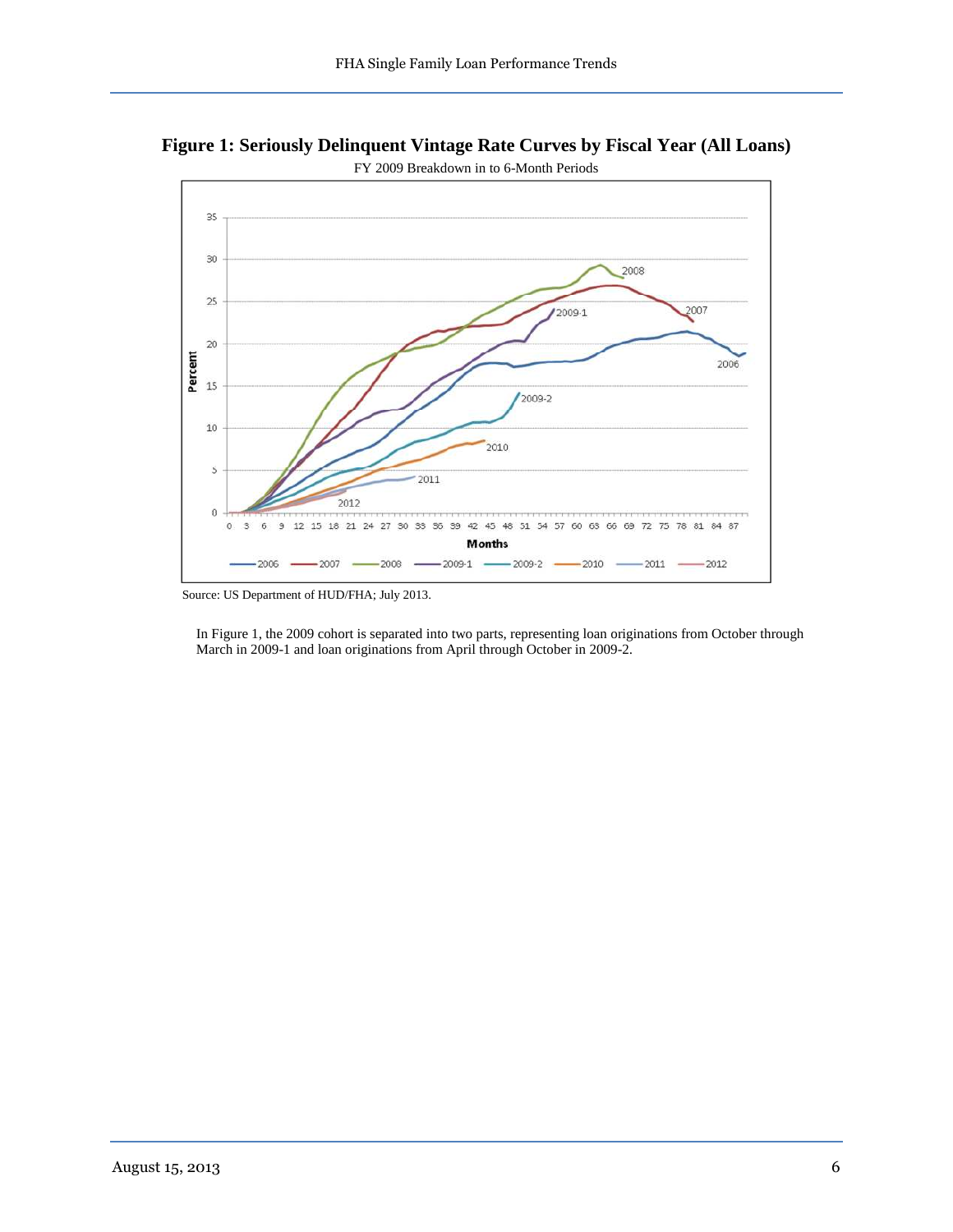**Figure 1: Seriously Delinquent Vintage Rate Curves by Fiscal Year (All Loans)**

FY 2009 Breakdown in to 6-Month Periods

Source: US Department of HUD/FHA; July 2013.

In Figure 1, the 2009 cohort is separated into two parts, representing loan originations from October through March in 2009-1 and loan originations from April through October in 2009-2.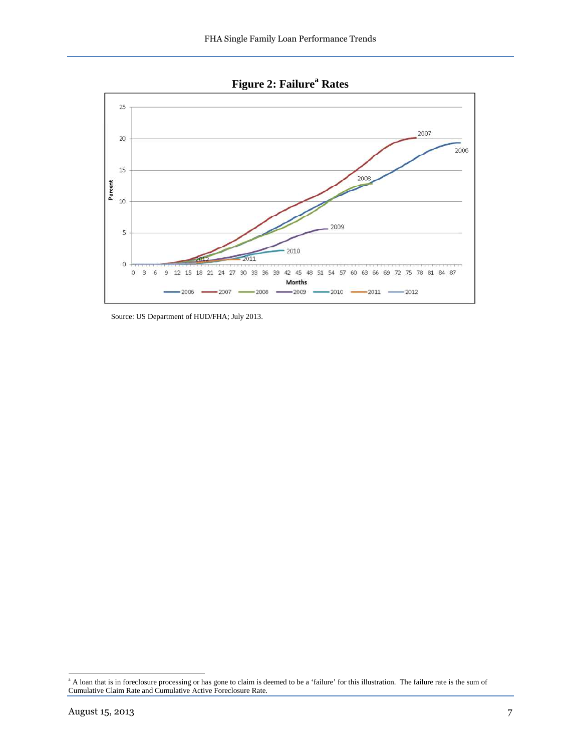**Figure 2: Failure[a] Rates**

Percent

25
20
15
10
5
0

Months

0 3 6 9 12 15 18 21 24 27 30 33 36 39 42 45 48 51 54 57 60 63 66 69 72 75 78 81 84 87

2007
2006
2008
2009
2010
2011
2012

2006 2007 2008 2009 2010 2011 2012

Source: US Department of HUD/FHA; July 2013.

---

[a] A loan that is in foreclosure processing or has gone to claim is deemed to be a 'failure' for this illustration. The failure rate is the sum of Cumulative Claim Rate and Cumulative Active Foreclosure Rate.